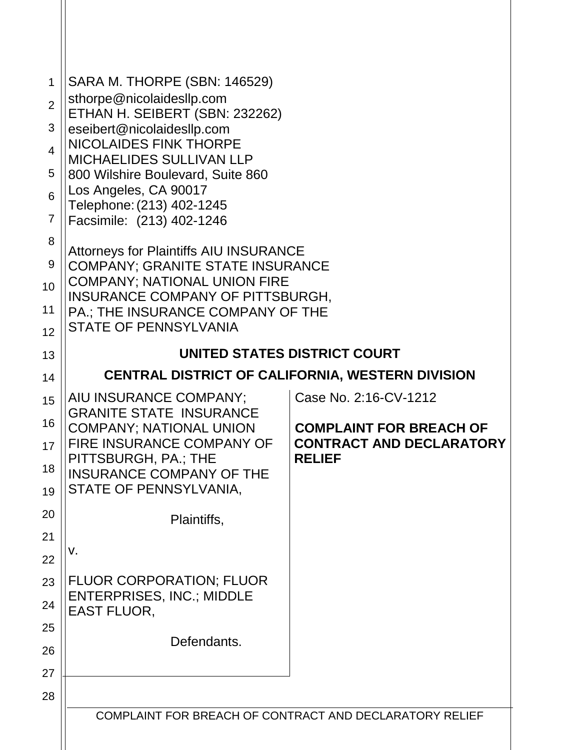SARA M. THORPE (SBN: 146529)
sthorpe@nicolaidesllp.com
ETHAN H. SEIBERT (SBN: 232262)
eseibert@nicolaidesllp.com
NICOLAIDES FINK THORPE
MICHAELIDES SULLIVAN LLP
800 Wilshire Boulevard, Suite 860
Los Angeles, CA 90017
Telephone: (213) 402-1245
Facsimile: (213) 402-1246

Attorneys for Plaintiffs AIU INSURANCE COMPANY; GRANITE STATE INSURANCE COMPANY; NATIONAL UNION FIRE INSURANCE COMPANY OF PITTSBURGH, PA.; THE INSURANCE COMPANY OF THE STATE OF PENNSYLVANIA

**UNITED STATES DISTRICT COURT**

**CENTRAL DISTRICT OF CALIFORNIA, WESTERN DIVISION**

| | |
|---|---|
| AIU INSURANCE COMPANY; GRANITE STATE INSURANCE COMPANY; NATIONAL UNION FIRE INSURANCE COMPANY OF PITTSBURGH, PA.; THE INSURANCE COMPANY OF THE STATE OF PENNSYLVANIA,<br><br>Plaintiffs,<br><br>v.<br><br>FLUOR CORPORATION; FLUOR ENTERPRISES, INC.; MIDDLE EAST FLUOR,<br><br>Defendants. | Case No. 2:16-CV-1212<br><br>**COMPLAINT FOR BREACH OF CONTRACT AND DECLARATORY RELIEF** |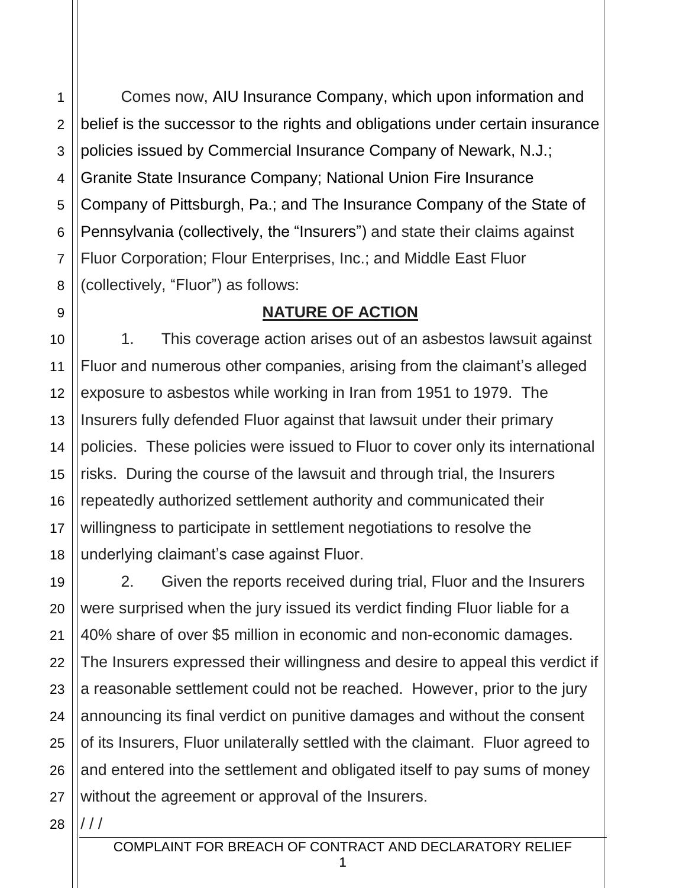Comes now, AIU Insurance Company, which upon information and belief is the successor to the rights and obligations under certain insurance policies issued by Commercial Insurance Company of Newark, N.J.; Granite State Insurance Company; National Union Fire Insurance Company of Pittsburgh, Pa.; and The Insurance Company of the State of Pennsylvania (collectively, the "Insurers") and state their claims against Fluor Corporation; Flour Enterprises, Inc.; and Middle East Fluor (collectively, "Fluor") as follows:

## **NATURE OF ACTION**

1. This coverage action arises out of an asbestos lawsuit against Fluor and numerous other companies, arising from the claimant's alleged exposure to asbestos while working in Iran from 1951 to 1979. The Insurers fully defended Fluor against that lawsuit under their primary policies. These policies were issued to Fluor to cover only its international risks. During the course of the lawsuit and through trial, the Insurers repeatedly authorized settlement authority and communicated their willingness to participate in settlement negotiations to resolve the underlying claimant's case against Fluor.

2. Given the reports received during trial, Fluor and the Insurers were surprised when the jury issued its verdict finding Fluor liable for a 40% share of over $5 million in economic and non-economic damages. The Insurers expressed their willingness and desire to appeal this verdict if a reasonable settlement could not be reached. However, prior to the jury announcing its final verdict on punitive damages and without the consent of its Insurers, Fluor unilaterally settled with the claimant. Fluor agreed to and entered into the settlement and obligated itself to pay sums of money without the agreement or approval of the Insurers.

/ / /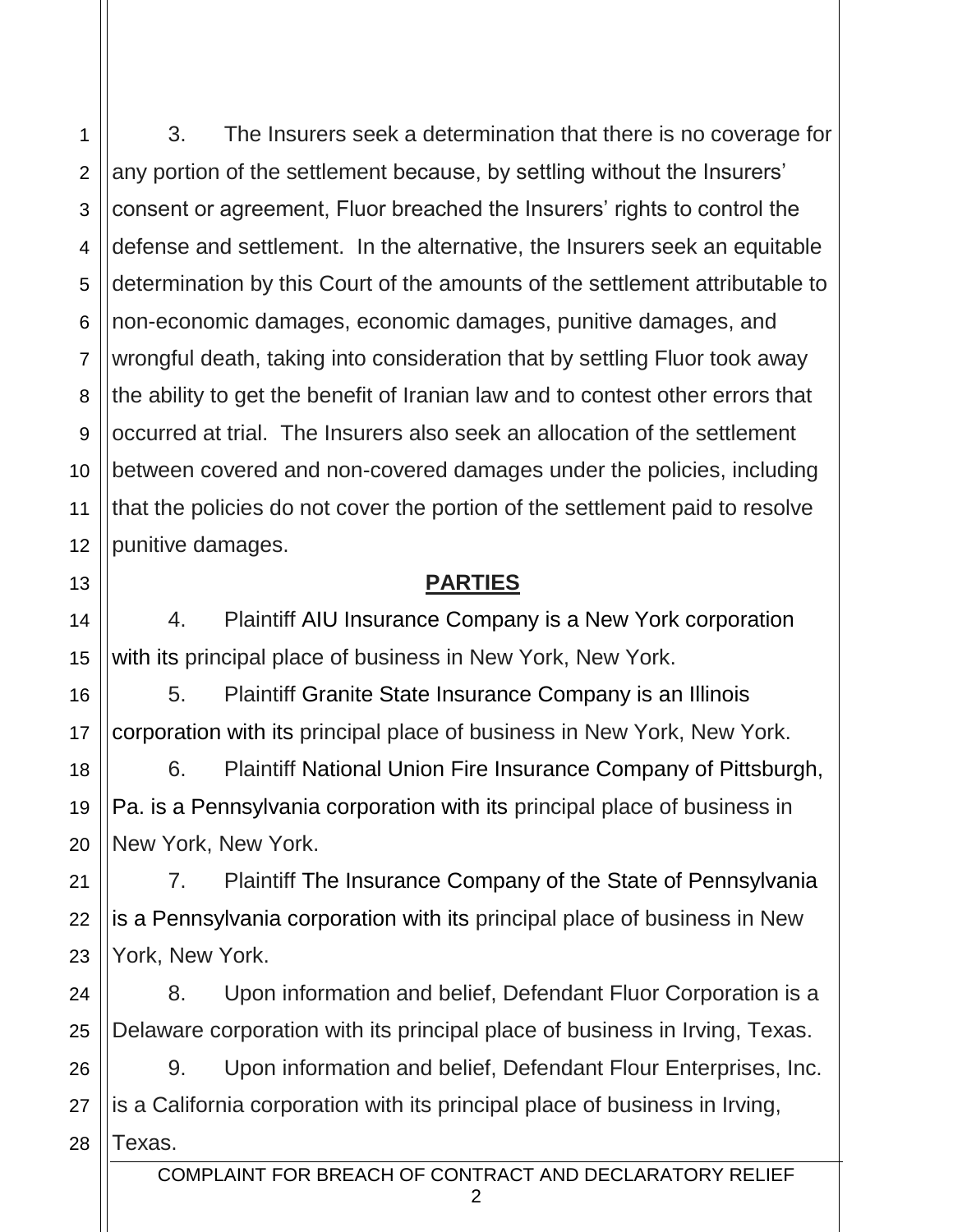3. The Insurers seek a determination that there is no coverage for any portion of the settlement because, by settling without the Insurers' consent or agreement, Fluor breached the Insurers' rights to control the defense and settlement. In the alternative, the Insurers seek an equitable determination by this Court of the amounts of the settlement attributable to non-economic damages, economic damages, punitive damages, and wrongful death, taking into consideration that by settling Fluor took away the ability to get the benefit of Iranian law and to contest other errors that occurred at trial. The Insurers also seek an allocation of the settlement between covered and non-covered damages under the policies, including that the policies do not cover the portion of the settlement paid to resolve punitive damages.

## **PARTIES**

4. Plaintiff AIU Insurance Company is a New York corporation with its principal place of business in New York, New York.

5. Plaintiff Granite State Insurance Company is an Illinois corporation with its principal place of business in New York, New York.

6. Plaintiff National Union Fire Insurance Company of Pittsburgh, Pa. is a Pennsylvania corporation with its principal place of business in New York, New York.

7. Plaintiff The Insurance Company of the State of Pennsylvania is a Pennsylvania corporation with its principal place of business in New York, New York.

8. Upon information and belief, Defendant Fluor Corporation is a Delaware corporation with its principal place of business in Irving, Texas.

9. Upon information and belief, Defendant Flour Enterprises, Inc. is a California corporation with its principal place of business in Irving, Texas.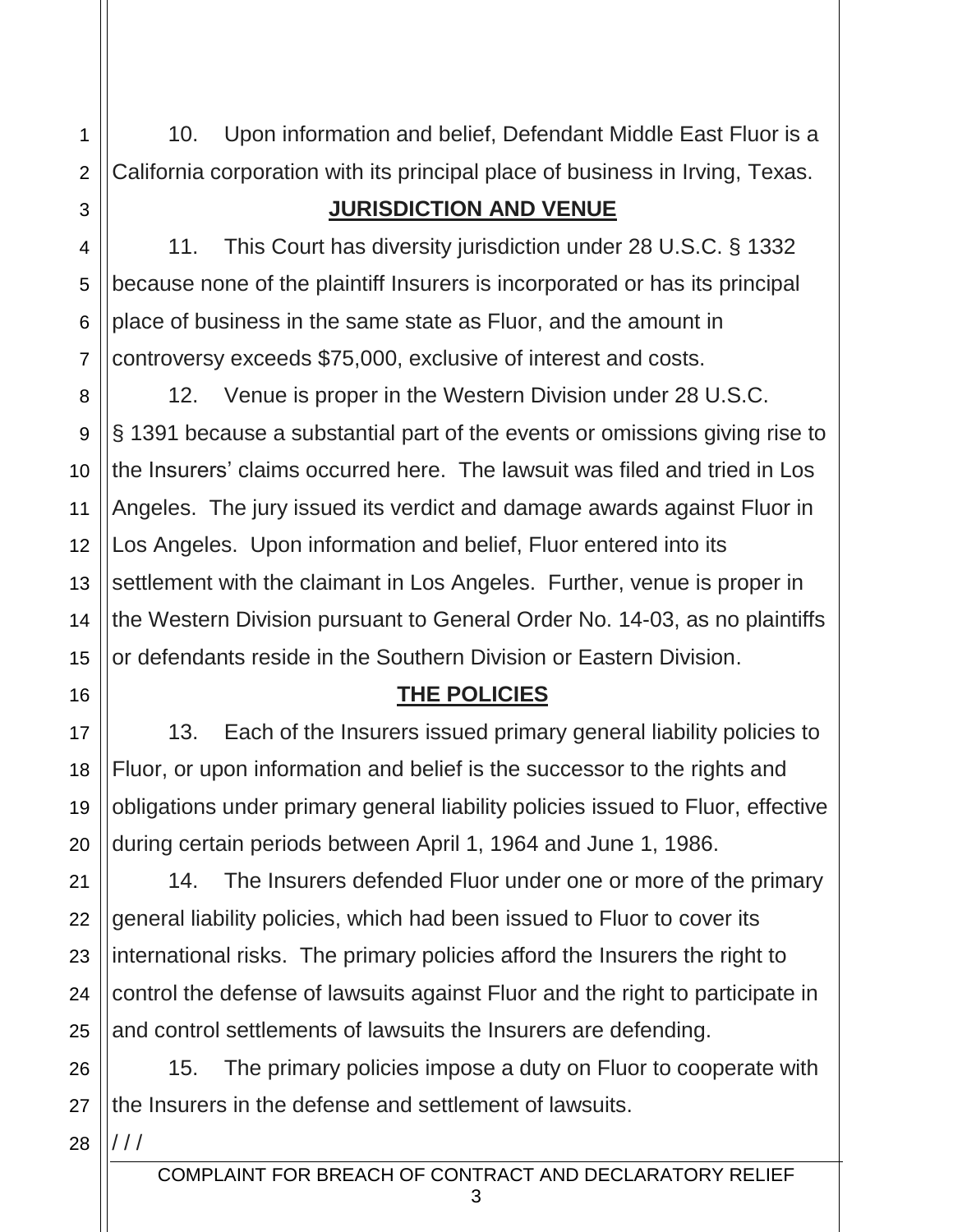10. Upon information and belief, Defendant Middle East Fluor is a California corporation with its principal place of business in Irving, Texas.

## JURISDICTION AND VENUE

11. This Court has diversity jurisdiction under 28 U.S.C. § 1332 because none of the plaintiff Insurers is incorporated or has its principal place of business in the same state as Fluor, and the amount in controversy exceeds $75,000, exclusive of interest and costs.

12. Venue is proper in the Western Division under 28 U.S.C. § 1391 because a substantial part of the events or omissions giving rise to the Insurers' claims occurred here. The lawsuit was filed and tried in Los Angeles. The jury issued its verdict and damage awards against Fluor in Los Angeles. Upon information and belief, Fluor entered into its settlement with the claimant in Los Angeles. Further, venue is proper in the Western Division pursuant to General Order No. 14-03, as no plaintiffs or defendants reside in the Southern Division or Eastern Division.

## THE POLICIES

13. Each of the Insurers issued primary general liability policies to Fluor, or upon information and belief is the successor to the rights and obligations under primary general liability policies issued to Fluor, effective during certain periods between April 1, 1964 and June 1, 1986.

14. The Insurers defended Fluor under one or more of the primary general liability policies, which had been issued to Fluor to cover its international risks. The primary policies afford the Insurers the right to control the defense of lawsuits against Fluor and the right to participate in and control settlements of lawsuits the Insurers are defending.

15. The primary policies impose a duty on Fluor to cooperate with the Insurers in the defense and settlement of lawsuits.

/ / /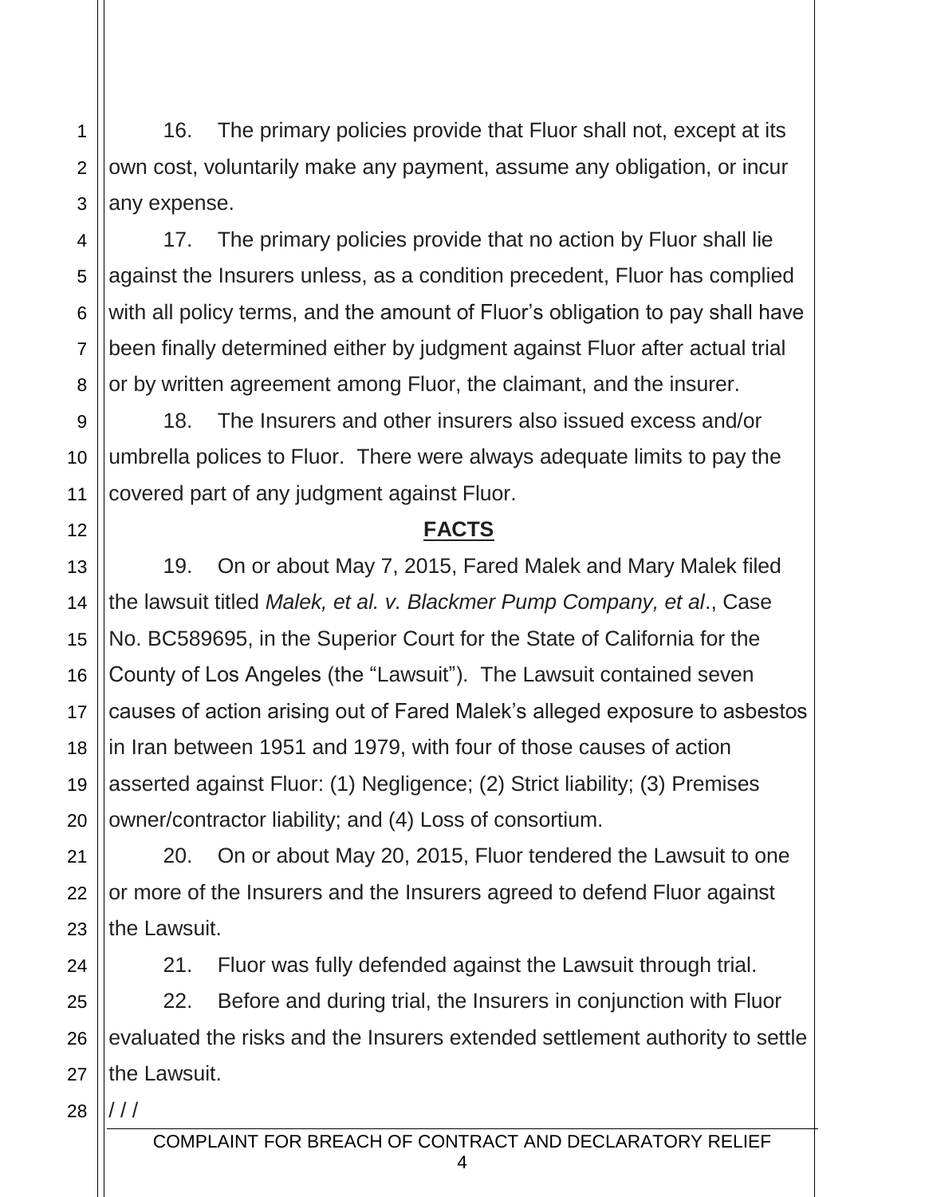16. The primary policies provide that Fluor shall not, except at its own cost, voluntarily make any payment, assume any obligation, or incur any expense.

17. The primary policies provide that no action by Fluor shall lie against the Insurers unless, as a condition precedent, Fluor has complied with all policy terms, and the amount of Fluor's obligation to pay shall have been finally determined either by judgment against Fluor after actual trial or by written agreement among Fluor, the claimant, and the insurer.

18. The Insurers and other insurers also issued excess and/or umbrella polices to Fluor. There were always adequate limits to pay the covered part of any judgment against Fluor.

## FACTS

19. On or about May 7, 2015, Fared Malek and Mary Malek filed the lawsuit titled *Malek, et al. v. Blackmer Pump Company, et al*., Case No. BC589695, in the Superior Court for the State of California for the County of Los Angeles (the "Lawsuit"). The Lawsuit contained seven causes of action arising out of Fared Malek's alleged exposure to asbestos in Iran between 1951 and 1979, with four of those causes of action asserted against Fluor: (1) Negligence; (2) Strict liability; (3) Premises owner/contractor liability; and (4) Loss of consortium.

20. On or about May 20, 2015, Fluor tendered the Lawsuit to one or more of the Insurers and the Insurers agreed to defend Fluor against the Lawsuit.

21. Fluor was fully defended against the Lawsuit through trial.

22. Before and during trial, the Insurers in conjunction with Fluor evaluated the risks and the Insurers extended settlement authority to settle the Lawsuit.

/ / /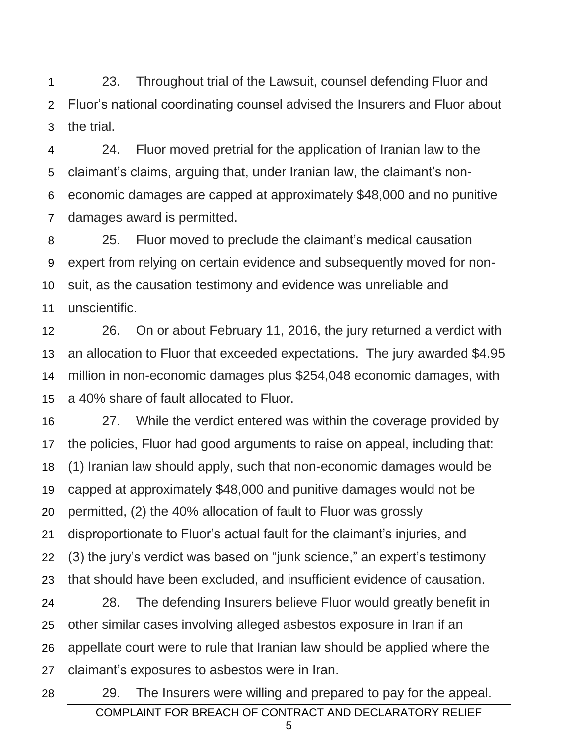23. Throughout trial of the Lawsuit, counsel defending Fluor and Fluor's national coordinating counsel advised the Insurers and Fluor about the trial.

24. Fluor moved pretrial for the application of Iranian law to the claimant's claims, arguing that, under Iranian law, the claimant's non-economic damages are capped at approximately $48,000 and no punitive damages award is permitted.

25. Fluor moved to preclude the claimant's medical causation expert from relying on certain evidence and subsequently moved for non-suit, as the causation testimony and evidence was unreliable and unscientific.

26. On or about February 11, 2016, the jury returned a verdict with an allocation to Fluor that exceeded expectations. The jury awarded $4.95 million in non-economic damages plus $254,048 economic damages, with a 40% share of fault allocated to Fluor.

27. While the verdict entered was within the coverage provided by the policies, Fluor had good arguments to raise on appeal, including that: (1) Iranian law should apply, such that non-economic damages would be capped at approximately $48,000 and punitive damages would not be permitted, (2) the 40% allocation of fault to Fluor was grossly disproportionate to Fluor's actual fault for the claimant's injuries, and (3) the jury's verdict was based on "junk science," an expert's testimony that should have been excluded, and insufficient evidence of causation.

28. The defending Insurers believe Fluor would greatly benefit in other similar cases involving alleged asbestos exposure in Iran if an appellate court were to rule that Iranian law should be applied where the claimant's exposures to asbestos were in Iran.

29. The Insurers were willing and prepared to pay for the appeal.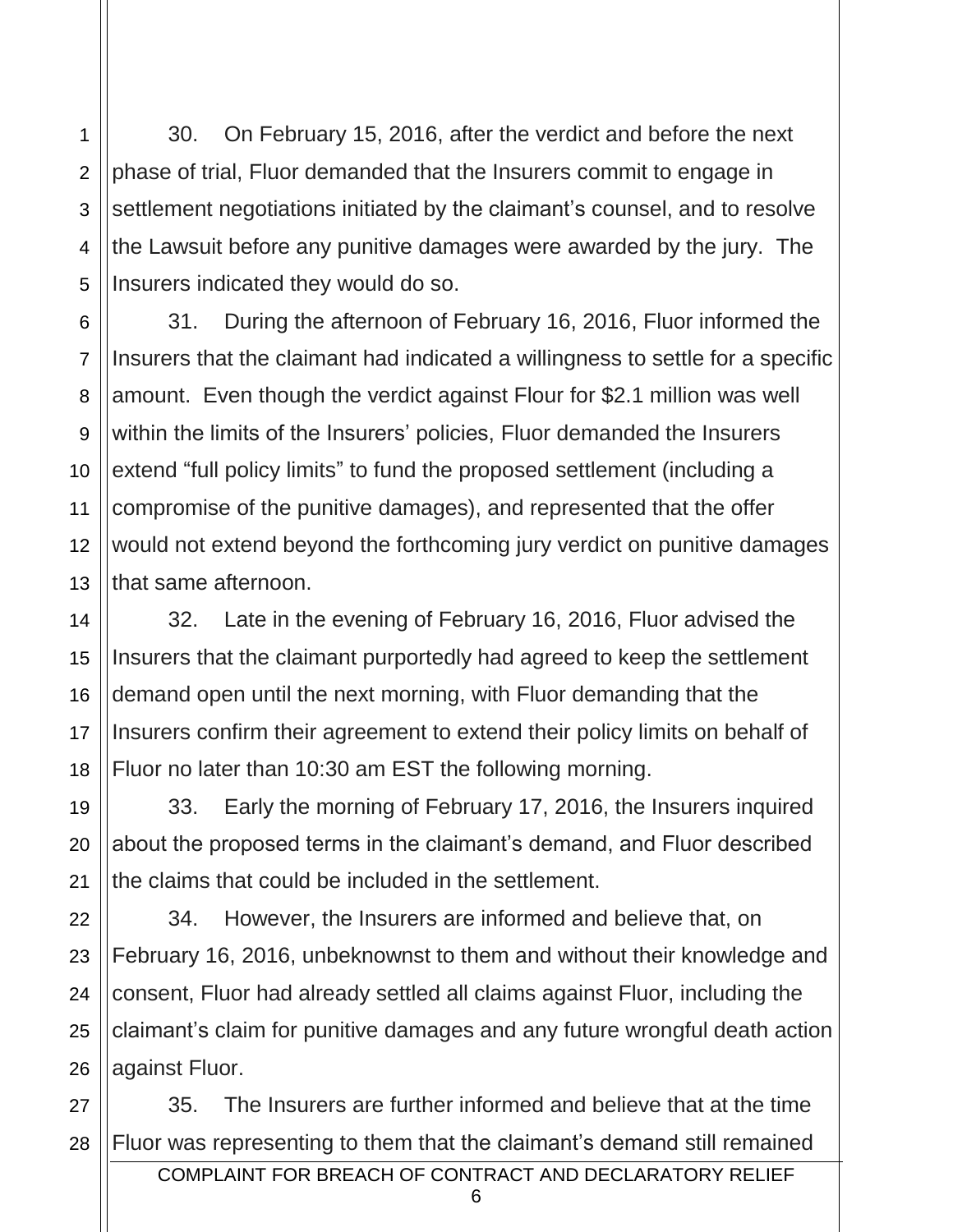30. On February 15, 2016, after the verdict and before the next phase of trial, Fluor demanded that the Insurers commit to engage in settlement negotiations initiated by the claimant's counsel, and to resolve the Lawsuit before any punitive damages were awarded by the jury. The Insurers indicated they would do so.

31. During the afternoon of February 16, 2016, Fluor informed the Insurers that the claimant had indicated a willingness to settle for a specific amount. Even though the verdict against Flour for $2.1 million was well within the limits of the Insurers' policies, Fluor demanded the Insurers extend "full policy limits" to fund the proposed settlement (including a compromise of the punitive damages), and represented that the offer would not extend beyond the forthcoming jury verdict on punitive damages that same afternoon.

32. Late in the evening of February 16, 2016, Fluor advised the Insurers that the claimant purportedly had agreed to keep the settlement demand open until the next morning, with Fluor demanding that the Insurers confirm their agreement to extend their policy limits on behalf of Fluor no later than 10:30 am EST the following morning.

33. Early the morning of February 17, 2016, the Insurers inquired about the proposed terms in the claimant's demand, and Fluor described the claims that could be included in the settlement.

34. However, the Insurers are informed and believe that, on February 16, 2016, unbeknownst to them and without their knowledge and consent, Fluor had already settled all claims against Fluor, including the claimant's claim for punitive damages and any future wrongful death action against Fluor.

35. The Insurers are further informed and believe that at the time Fluor was representing to them that the claimant's demand still remained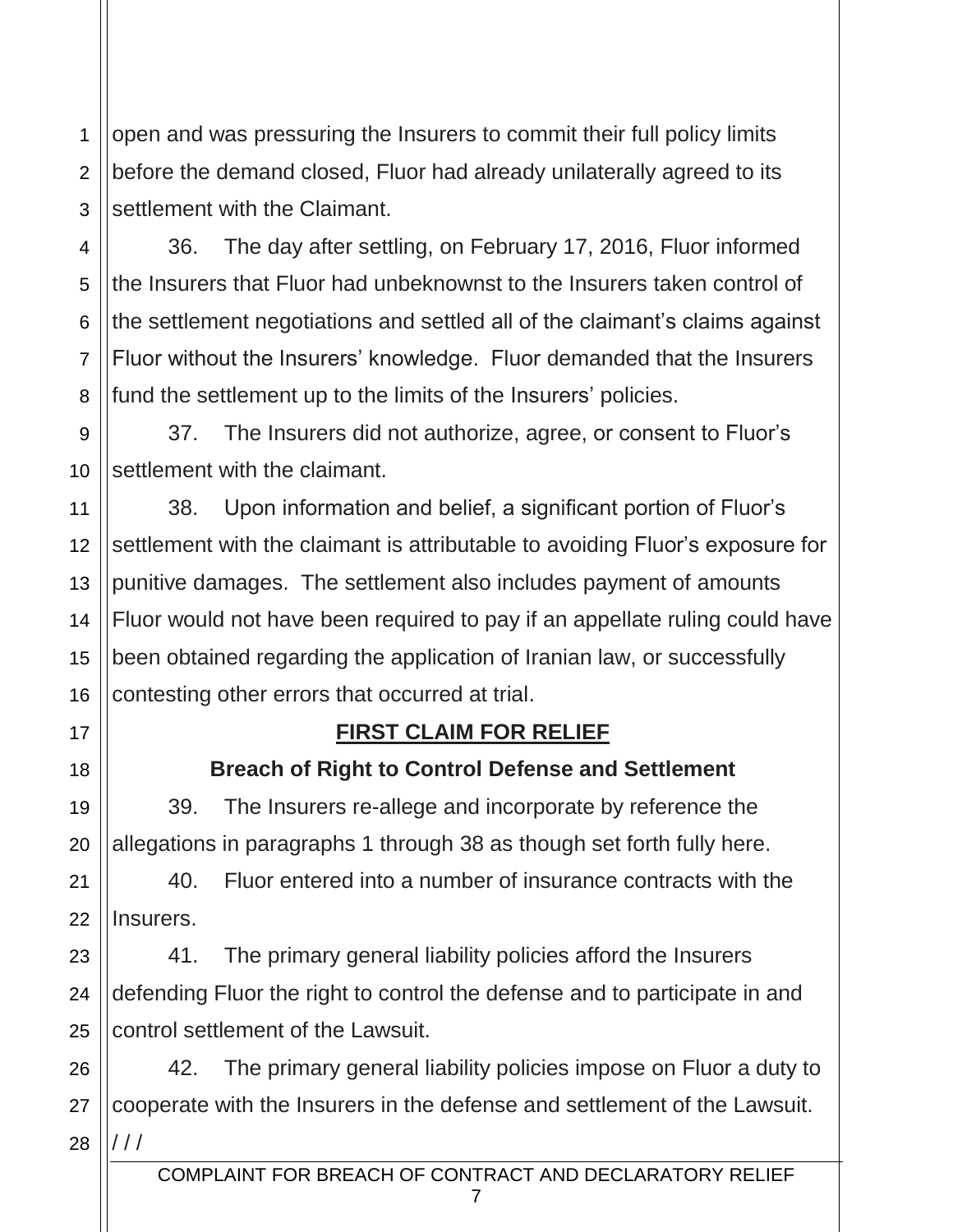open and was pressuring the Insurers to commit their full policy limits before the demand closed, Fluor had already unilaterally agreed to its settlement with the Claimant.

36. The day after settling, on February 17, 2016, Fluor informed the Insurers that Fluor had unbeknownst to the Insurers taken control of the settlement negotiations and settled all of the claimant's claims against Fluor without the Insurers' knowledge. Fluor demanded that the Insurers fund the settlement up to the limits of the Insurers' policies.

37. The Insurers did not authorize, agree, or consent to Fluor's settlement with the claimant.

38. Upon information and belief, a significant portion of Fluor's settlement with the claimant is attributable to avoiding Fluor's exposure for punitive damages. The settlement also includes payment of amounts Fluor would not have been required to pay if an appellate ruling could have been obtained regarding the application of Iranian law, or successfully contesting other errors that occurred at trial.

## FIRST CLAIM FOR RELIEF

### Breach of Right to Control Defense and Settlement

39. The Insurers re-allege and incorporate by reference the allegations in paragraphs 1 through 38 as though set forth fully here.

40. Fluor entered into a number of insurance contracts with the Insurers.

41. The primary general liability policies afford the Insurers defending Fluor the right to control the defense and to participate in and control settlement of the Lawsuit.

42. The primary general liability policies impose on Fluor a duty to cooperate with the Insurers in the defense and settlement of the Lawsuit.

/ / /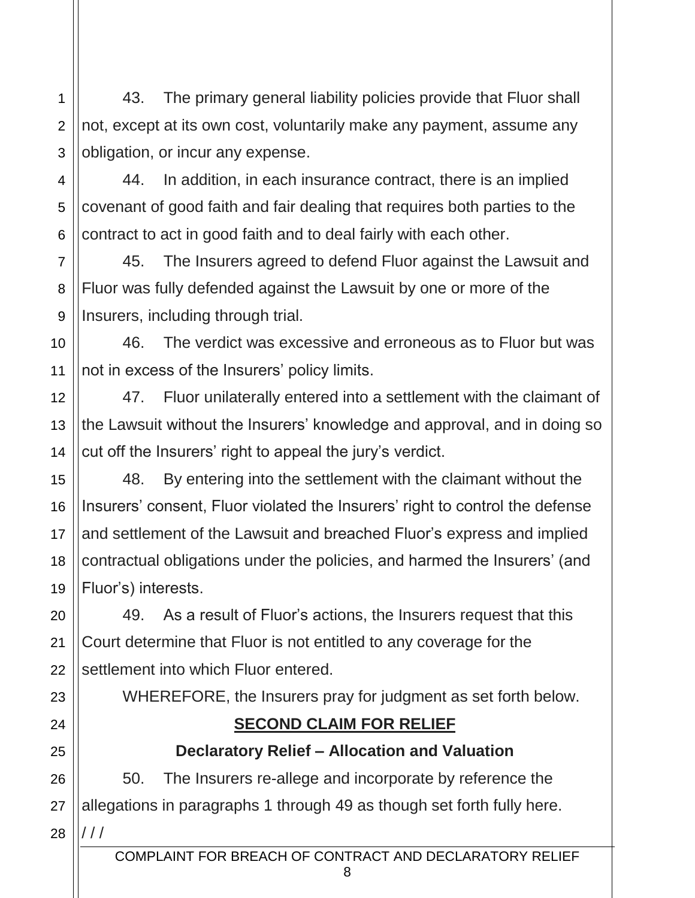43. The primary general liability policies provide that Fluor shall not, except at its own cost, voluntarily make any payment, assume any obligation, or incur any expense.

44. In addition, in each insurance contract, there is an implied covenant of good faith and fair dealing that requires both parties to the contract to act in good faith and to deal fairly with each other.

45. The Insurers agreed to defend Fluor against the Lawsuit and Fluor was fully defended against the Lawsuit by one or more of the Insurers, including through trial.

46. The verdict was excessive and erroneous as to Fluor but was not in excess of the Insurers' policy limits.

47. Fluor unilaterally entered into a settlement with the claimant of the Lawsuit without the Insurers' knowledge and approval, and in doing so cut off the Insurers' right to appeal the jury's verdict.

48. By entering into the settlement with the claimant without the Insurers' consent, Fluor violated the Insurers' right to control the defense and settlement of the Lawsuit and breached Fluor's express and implied contractual obligations under the policies, and harmed the Insurers' (and Fluor's) interests.

49. As a result of Fluor's actions, the Insurers request that this Court determine that Fluor is not entitled to any coverage for the settlement into which Fluor entered.

WHEREFORE, the Insurers pray for judgment as set forth below.

## SECOND CLAIM FOR RELIEF

### Declaratory Relief – Allocation and Valuation

50. The Insurers re-allege and incorporate by reference the allegations in paragraphs 1 through 49 as though set forth fully here.

/ / /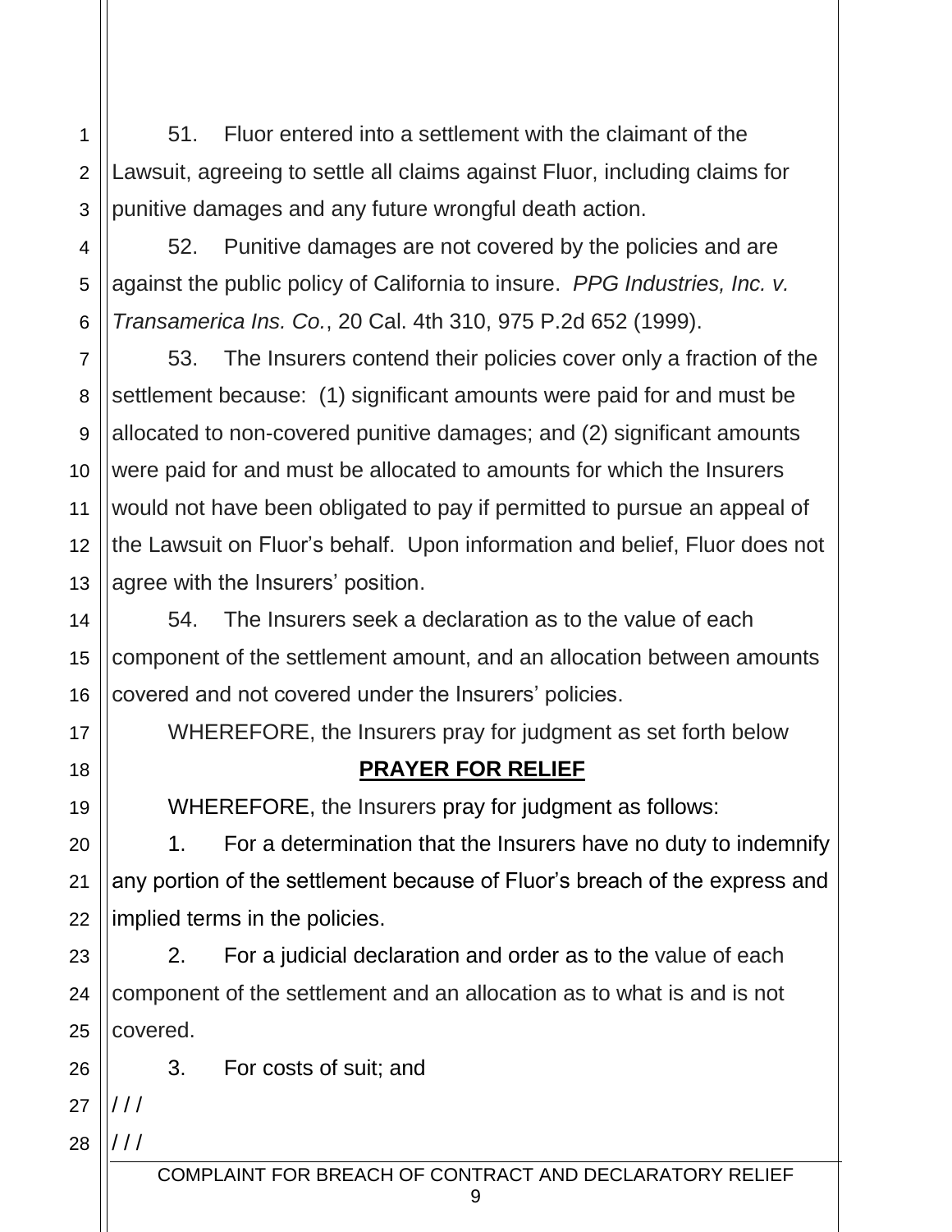51. Fluor entered into a settlement with the claimant of the Lawsuit, agreeing to settle all claims against Fluor, including claims for punitive damages and any future wrongful death action.

52. Punitive damages are not covered by the policies and are against the public policy of California to insure. *PPG Industries, Inc. v. Transamerica Ins. Co.*, 20 Cal. 4th 310, 975 P.2d 652 (1999).

53. The Insurers contend their policies cover only a fraction of the settlement because: (1) significant amounts were paid for and must be allocated to non-covered punitive damages; and (2) significant amounts were paid for and must be allocated to amounts for which the Insurers would not have been obligated to pay if permitted to pursue an appeal of the Lawsuit on Fluor's behalf. Upon information and belief, Fluor does not agree with the Insurers' position.

54. The Insurers seek a declaration as to the value of each component of the settlement amount, and an allocation between amounts covered and not covered under the Insurers' policies.

WHEREFORE, the Insurers pray for judgment as set forth below

## **PRAYER FOR RELIEF**

WHEREFORE, the Insurers pray for judgment as follows:

1. For a determination that the Insurers have no duty to indemnify any portion of the settlement because of Fluor's breach of the express and implied terms in the policies.

2. For a judicial declaration and order as to the value of each component of the settlement and an allocation as to what is and is not covered.

3. For costs of suit; and

/ / /

/ / /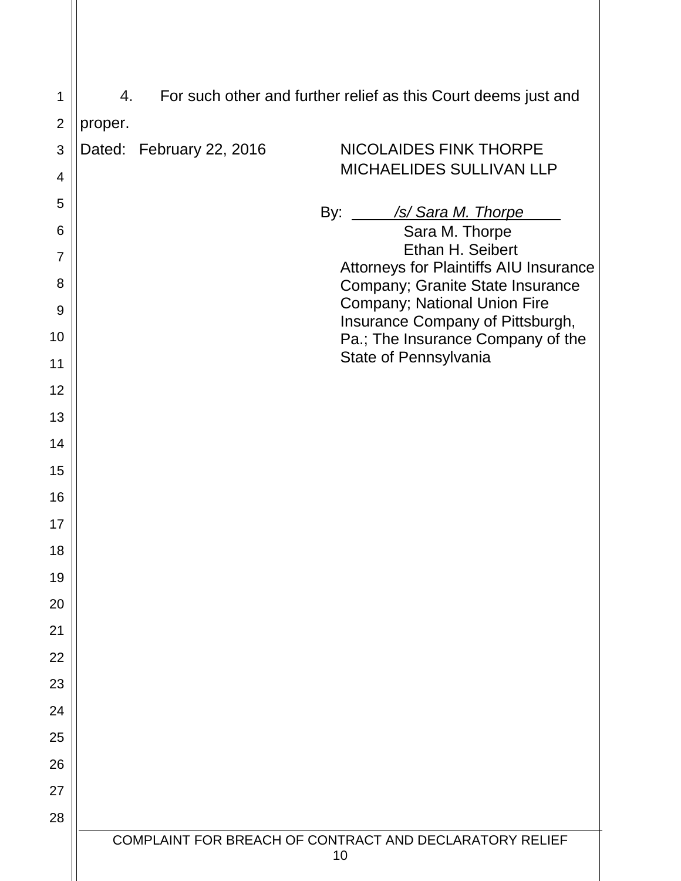4. For such other and further relief as this Court deems just and proper.

Dated: February 22, 2016

NICOLAIDES FINK THORPE MICHAELIDES SULLIVAN LLP

By: */s/ Sara M. Thorpe*
Sara M. Thorpe
Ethan H. Seibert
Attorneys for Plaintiffs AIU Insurance Company; Granite State Insurance Company; National Union Fire Insurance Company of Pittsburgh, Pa.; The Insurance Company of the State of Pennsylvania